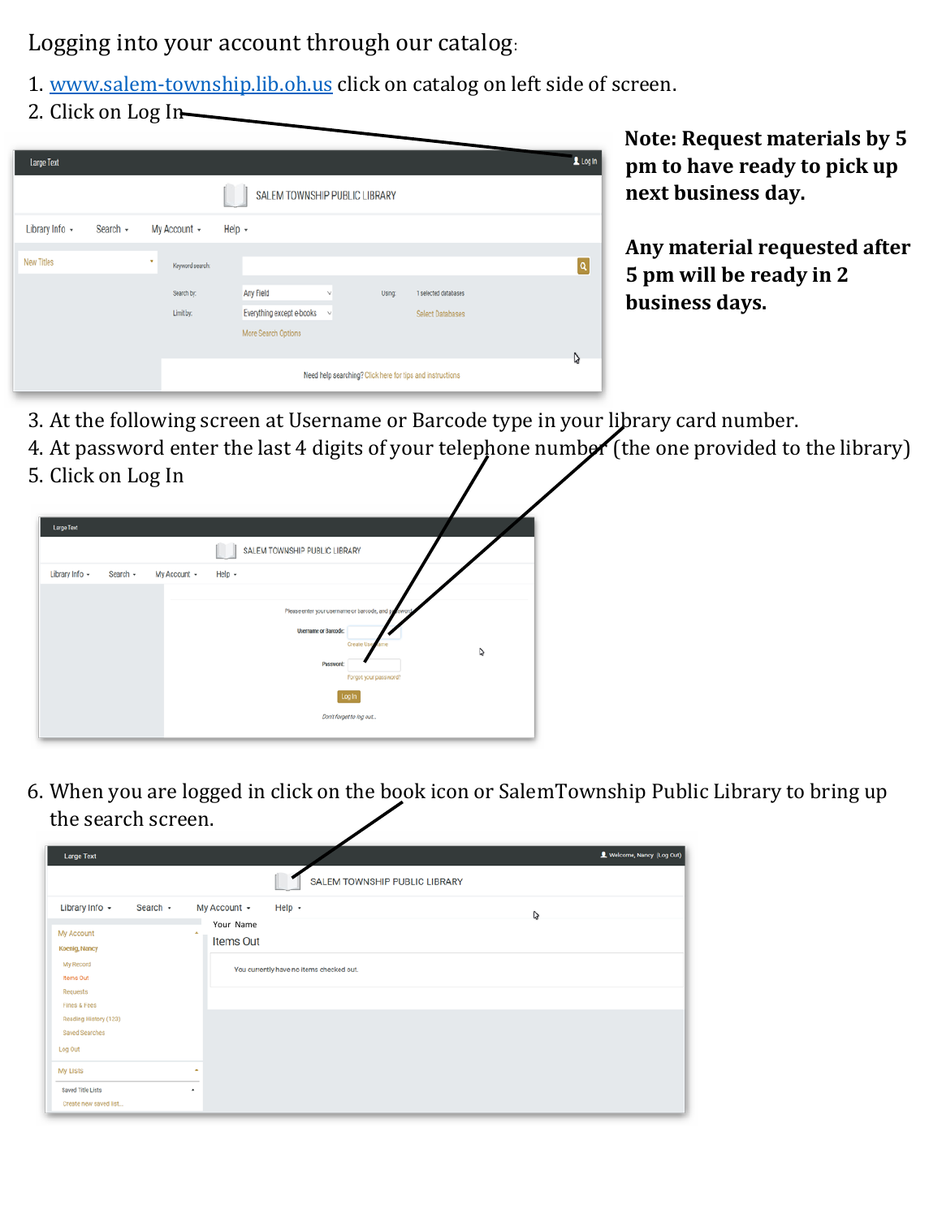Logging into your account through our catalog:

1. www.salem-township.lib.oh.us click on catalog on left side of screen.
2. Click on Log In

**Note: Request materials by 5 pm to have ready to pick up next business day.**

**Any material requested after 5 pm will be ready in 2 business days.**

3. At the following screen at Username or Barcode type in your library card number.
4. At password enter the last 4 digits of your telephone number (the one provided to the library)
5. Click on Log In

6. When you are logged in click on the book icon or SalemTownship Public Library to bring up the search screen.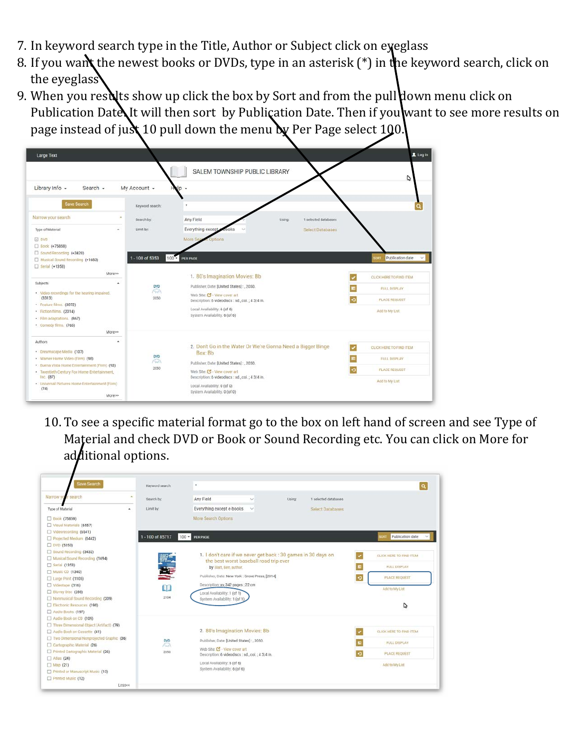7. In keyword search type in the Title, Author or Subject click on eyeglass
8. If you want the newest books or DVDs, type in an asterisk (*) in the keyword search, click on the eyeglass
9. When you results show up click the box by Sort and from the pull down menu click on Publication Date. It will then sort by Publication Date. Then if you want to see more results on page instead of just 10 pull down the menu by Per Page select 100.

10. To see a specific material format go to the box on left hand of screen and see Type of Material and check DVD or Book or Sound Recording etc. You can click on More for additional options.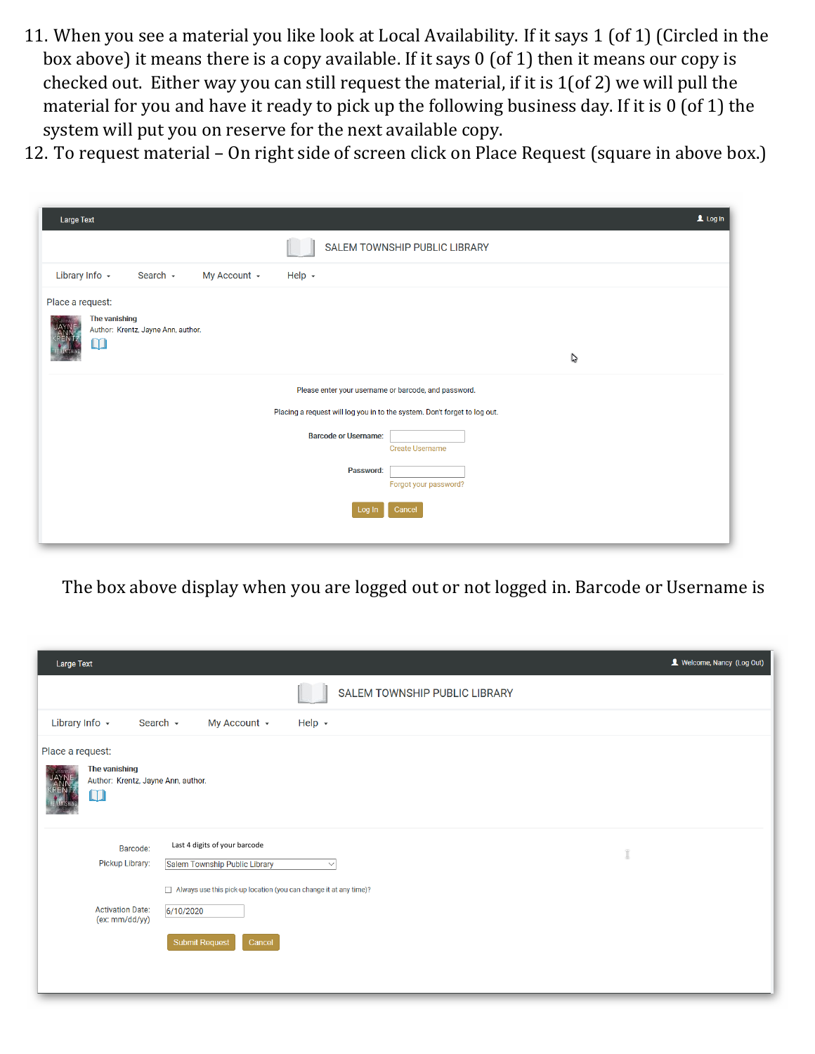11. When you see a material you like look at Local Availability. If it says 1 (of 1) (Circled in the box above) it means there is a copy available. If it says 0 (of 1) then it means our copy is checked out. Either way you can still request the material, if it is 1(of 2) we will pull the material for you and have it ready to pick up the following business day. If it is 0 (of 1) the system will put you on reserve for the next available copy.
12. To request material – On right side of screen click on Place Request (square in above box.)

Large Text | Log In

SALEM TOWNSHIP PUBLIC LIBRARY

Library Info | Search | My Account | Help

Place a request:

The vanishing
Author: Krentz, Jayne Ann, author.

Please enter your username or barcode, and password.

Placing a request will log you in to the system. Don't forget to log out.

Barcode or Username:
Create Username

Password:
Forgot your password?

Log In | Cancel

The box above display when you are logged out or not logged in. Barcode or Username is

Large Text | Welcome, Nancy (Log Out)

SALEM TOWNSHIP PUBLIC LIBRARY

Library Info | Search | My Account | Help

Place a request:

The vanishing
Author: Krentz, Jayne Ann, author.

Barcode: Last 4 digits of your barcode

Pickup Library: Salem Township Public Library

Always use this pick-up location (you can change it at any time)?

Activation Date: (ex: mm/dd/yy) 6/10/2020

Submit Request | Cancel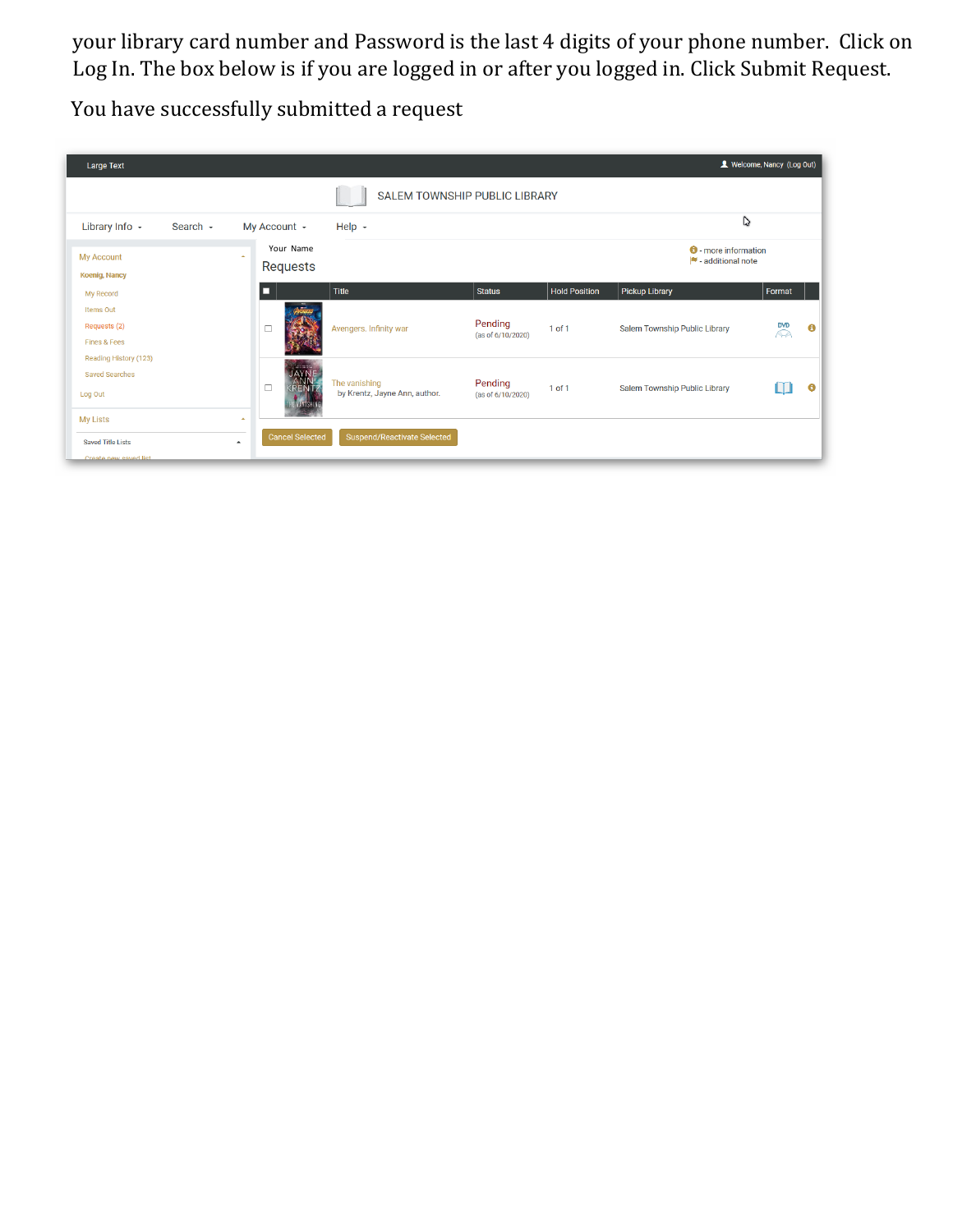your library card number and Password is the last 4 digits of your phone number. Click on Log In. The box below is if you are logged in or after you logged in. Click Submit Request.

You have successfully submitted a request

Large Text | Welcome, Nancy (Log Out)

SALEM TOWNSHIP PUBLIC LIBRARY

Library Info | Search | My Account | Help

My Account

Koenig, Nancy

- My Record
- Items Out
- Requests (2)
- Fines & Fees
- Reading History (123)
- Saved Searches

Log Out

My Lists

Saved Title Lists

Create new saved list

Your Name

Requests

- more information
- additional note

| | Title | Status | Hold Position | Pickup Library | Format |
|---|---|---|---|---|---|
| | Avengers. Infinity war | Pending (as of 6/10/2020) | 1 of 1 | Salem Township Public Library | DVD |
| | The vanishing by Krentz, Jayne Ann, author. | Pending (as of 6/10/2020) | 1 of 1 | Salem Township Public Library | |

Cancel Selected | Suspend/Reactivate Selected